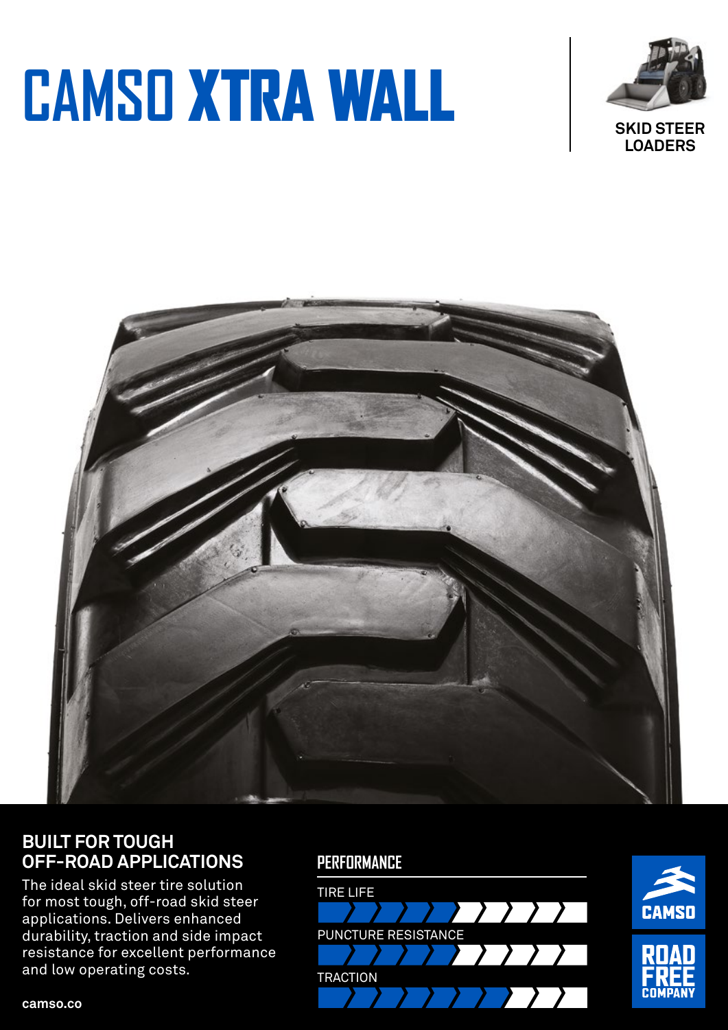# CAMSO XTRA WALL

SKID STEER LOADERS

## BUILT FOR TOUGH OFF-ROAD APPLICATIONS

The ideal skid steer tire solution for most tough, off-road skid steer applications. Delivers enhanced durability, traction and side impact resistance for excellent performance and low operating costs.

camso.co

### PERFORMANCE

TIRE LIFE

PUNCTURE RESISTANCE

TRACTION

CAMSO

ROAD FREE COMPANY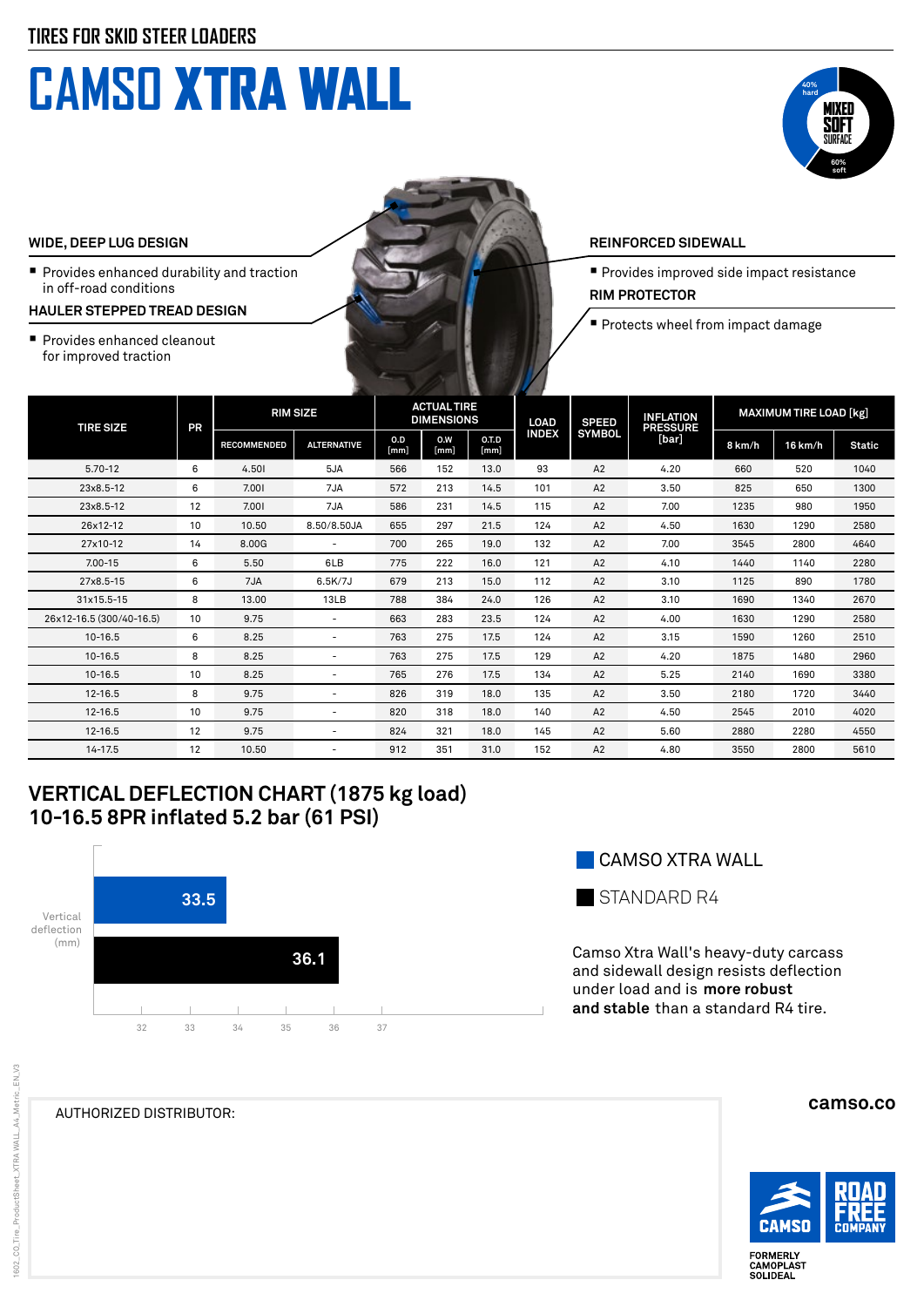TIRES FOR SKID STEER LOADERS

# CAMSO XTRA WALL

40% hard
MIXED SOFT SURFACE
60% soft

### WIDE, DEEP LUG DESIGN

- Provides enhanced durability and traction in off-road conditions

### HAULER STEPPED TREAD DESIGN

- Provides enhanced cleanout for improved traction

### REINFORCED SIDEWALL

- Provides improved side impact resistance

### RIM PROTECTOR

- Protects wheel from impact damage

| TIRE SIZE | PR | RIM SIZE | | ACTUAL TIRE DIMENSIONS | | | LOAD INDEX | SPEED SYMBOL | INFLATION PRESSURE [bar] | MAXIMUM TIRE LOAD [kg] | | |
|---|---|---|---|---|---|---|---|---|---|---|---|---|
| | | RECOMMENDED | ALTERNATIVE | O.D [mm] | O.W [mm] | O.T.D [mm] | | | | 8 km/h | 16 km/h | Static |
| 5.70-12 | 6 | 4.50I | 5JA | 566 | 152 | 13.0 | 93 | A2 | 4.20 | 660 | 520 | 1040 |
| 23x8.5-12 | 6 | 7.00I | 7JA | 572 | 213 | 14.5 | 101 | A2 | 3.50 | 825 | 650 | 1300 |
| 23x8.5-12 | 12 | 7.00I | 7JA | 586 | 231 | 14.5 | 115 | A2 | 7.00 | 1235 | 980 | 1950 |
| 26x12-12 | 10 | 10.50 | 8.50/8.50JA | 655 | 297 | 21.5 | 124 | A2 | 4.50 | 1630 | 1290 | 2580 |
| 27x10-12 | 14 | 8.00G | - | 700 | 265 | 19.0 | 132 | A2 | 7.00 | 3545 | 2800 | 4640 |
| 7.00-15 | 6 | 5.50 | 6LB | 775 | 222 | 16.0 | 121 | A2 | 4.10 | 1440 | 1140 | 2280 |
| 27x8.5-15 | 6 | 7JA | 6.5K/7J | 679 | 213 | 15.0 | 112 | A2 | 3.10 | 1125 | 890 | 1780 |
| 31x15.5-15 | 8 | 13.00 | 13LB | 788 | 384 | 24.0 | 126 | A2 | 3.10 | 1690 | 1340 | 2670 |
| 26x12-16.5 (300/40-16.5) | 10 | 9.75 | - | 663 | 283 | 23.5 | 124 | A2 | 4.00 | 1630 | 1290 | 2580 |
| 10-16.5 | 6 | 8.25 | - | 763 | 275 | 17.5 | 124 | A2 | 3.15 | 1590 | 1260 | 2510 |
| 10-16.5 | 8 | 8.25 | - | 763 | 275 | 17.5 | 129 | A2 | 4.20 | 1875 | 1480 | 2960 |
| 10-16.5 | 10 | 8.25 | - | 765 | 276 | 17.5 | 134 | A2 | 5.25 | 2140 | 1690 | 3380 |
| 12-16.5 | 8 | 9.75 | - | 826 | 319 | 18.0 | 135 | A2 | 3.50 | 2180 | 1720 | 3440 |
| 12-16.5 | 10 | 9.75 | - | 820 | 318 | 18.0 | 140 | A2 | 4.50 | 2545 | 2010 | 4020 |
| 12-16.5 | 12 | 9.75 | - | 824 | 321 | 18.0 | 145 | A2 | 5.60 | 2880 | 2280 | 4550 |
| 14-17.5 | 12 | 10.50 | - | 912 | 351 | 31.0 | 152 | A2 | 4.80 | 3550 | 2800 | 5610 |

## VERTICAL DEFLECTION CHART (1875 kg load) 10-16.5 8PR inflated 5.2 bar (61 PSI)

Vertical deflection (mm)

33.5

36.1

32 33 34 35 36 37

CAMSO XTRA WALL

STANDARD R4

Camso Xtra Wall's heavy-duty carcass and sidewall design resists deflection under load and is **more robust and stable** than a standard R4 tire.

AUTHORIZED DISTRIBUTOR:

camso.co

CAMSO ROAD FREE COMPANY

FORMERLY CAMOPLAST SOLIDEAL

1602_CO_Tire_ProductSheet_XTRA WALL_A4_Metric_EN_V3